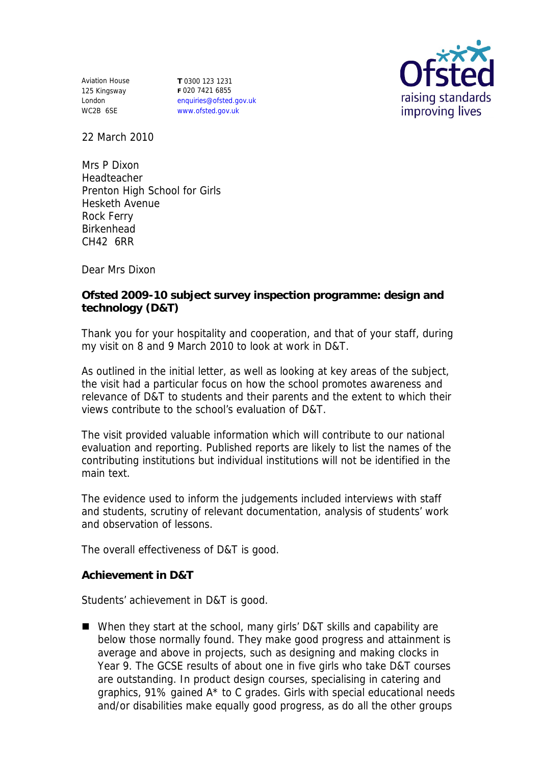Aviation House
125 Kingsway
London
WC2B 6SE

**T** 0300 123 1231
**F** 020 7421 6855
enquiries@ofsted.gov.uk
www.ofsted.gov.uk

Ofsted
raising standards
improving lives

22 March 2010

Mrs P Dixon
Headteacher
Prenton High School for Girls
Hesketh Avenue
Rock Ferry
Birkenhead
CH42 6RR

Dear Mrs Dixon

**Ofsted 2009-10 subject survey inspection programme: design and technology (D&T)**

Thank you for your hospitality and cooperation, and that of your staff, during my visit on 8 and 9 March 2010 to look at work in D&T.

As outlined in the initial letter, as well as looking at key areas of the subject, the visit had a particular focus on how the school promotes awareness and relevance of D&T to students and their parents and the extent to which their views contribute to the school's evaluation of D&T.

The visit provided valuable information which will contribute to our national evaluation and reporting. Published reports are likely to list the names of the contributing institutions but individual institutions will not be identified in the main text.

The evidence used to inform the judgements included interviews with staff and students, scrutiny of relevant documentation, analysis of students' work and observation of lessons.

The overall effectiveness of D&T is good.

**Achievement in D&T**

Students' achievement in D&T is good.

- When they start at the school, many girls' D&T skills and capability are below those normally found. They make good progress and attainment is average and above in projects, such as designing and making clocks in Year 9. The GCSE results of about one in five girls who take D&T courses are outstanding. In product design courses, specialising in catering and graphics, 91% gained A* to C grades. Girls with special educational needs and/or disabilities make equally good progress, as do all the other groups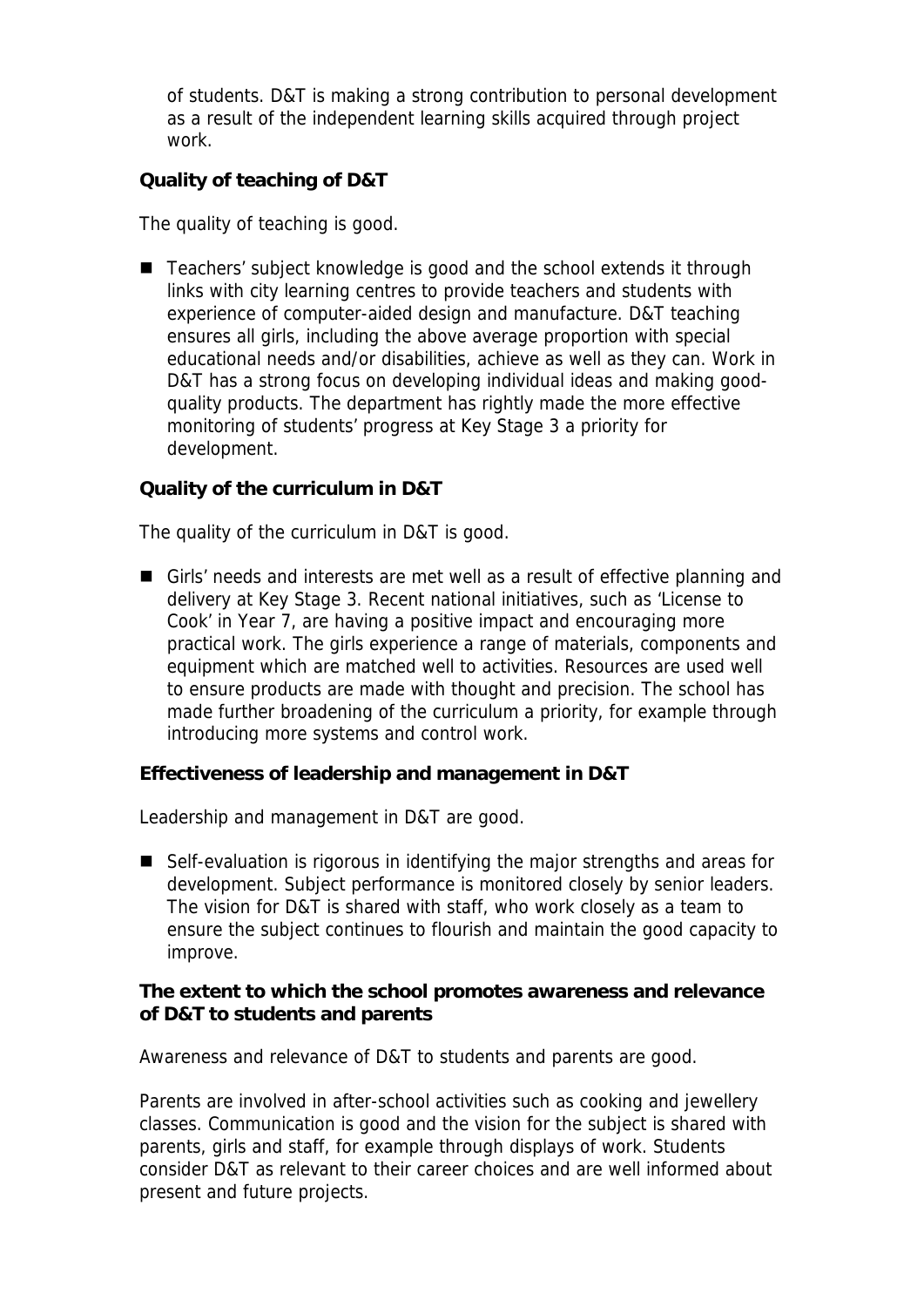of students. D&T is making a strong contribution to personal development as a result of the independent learning skills acquired through project work.

**Quality of teaching of D&T**

The quality of teaching is good.

- Teachers' subject knowledge is good and the school extends it through links with city learning centres to provide teachers and students with experience of computer-aided design and manufacture. D&T teaching ensures all girls, including the above average proportion with special educational needs and/or disabilities, achieve as well as they can. Work in D&T has a strong focus on developing individual ideas and making good-quality products. The department has rightly made the more effective monitoring of students' progress at Key Stage 3 a priority for development.

**Quality of the curriculum in D&T**

The quality of the curriculum in D&T is good.

- Girls' needs and interests are met well as a result of effective planning and delivery at Key Stage 3. Recent national initiatives, such as 'License to Cook' in Year 7, are having a positive impact and encouraging more practical work. The girls experience a range of materials, components and equipment which are matched well to activities. Resources are used well to ensure products are made with thought and precision. The school has made further broadening of the curriculum a priority, for example through introducing more systems and control work.

**Effectiveness of leadership and management in D&T**

Leadership and management in D&T are good.

- Self-evaluation is rigorous in identifying the major strengths and areas for development. Subject performance is monitored closely by senior leaders. The vision for D&T is shared with staff, who work closely as a team to ensure the subject continues to flourish and maintain the good capacity to improve.

**The extent to which the school promotes awareness and relevance of D&T to students and parents**

Awareness and relevance of D&T to students and parents are good.

Parents are involved in after-school activities such as cooking and jewellery classes. Communication is good and the vision for the subject is shared with parents, girls and staff, for example through displays of work. Students consider D&T as relevant to their career choices and are well informed about present and future projects.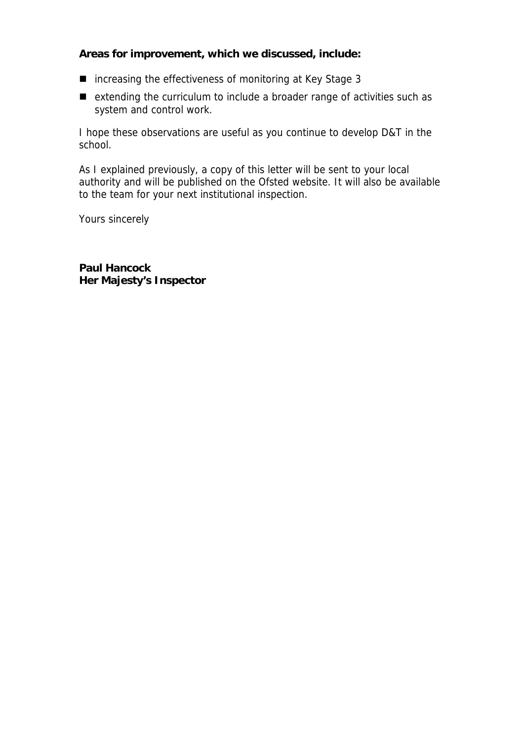**Areas for improvement, which we discussed, include:**

- increasing the effectiveness of monitoring at Key Stage 3
- extending the curriculum to include a broader range of activities such as system and control work.

I hope these observations are useful as you continue to develop D&T in the school.

As I explained previously, a copy of this letter will be sent to your local authority and will be published on the Ofsted website. It will also be available to the team for your next institutional inspection.

Yours sincerely

**Paul Hancock**
**Her Majesty's Inspector**